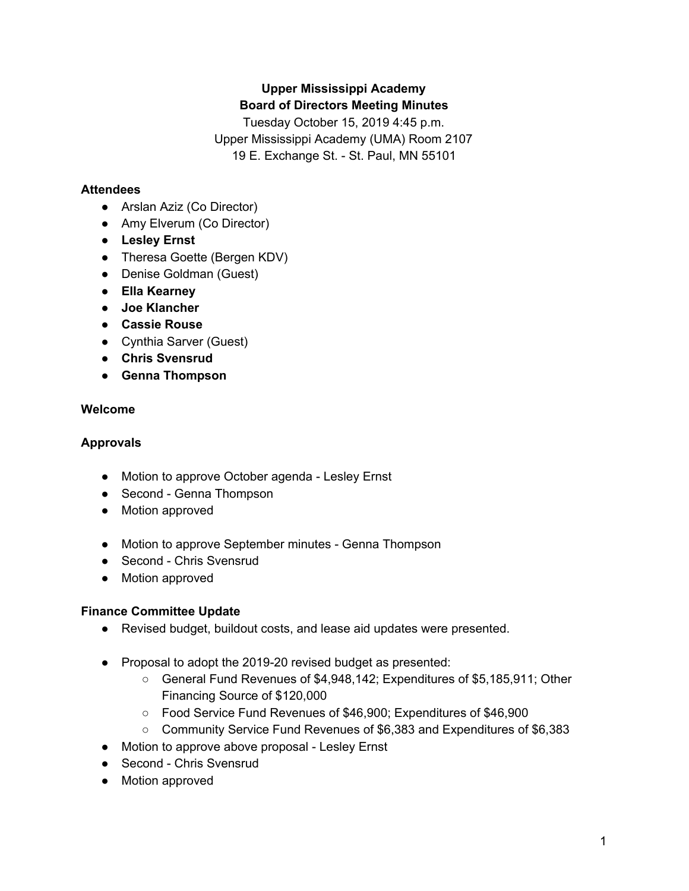**Upper Mississippi Academy**
**Board of Directors Meeting Minutes**
Tuesday October 15, 2019 4:45 p.m.
Upper Mississippi Academy (UMA) Room 2107
19 E. Exchange St. - St. Paul, MN 55101

### Attendees

- Arslan Aziz (Co Director)
- Amy Elverum (Co Director)
- **Lesley Ernst**
- Theresa Goette (Bergen KDV)
- Denise Goldman (Guest)
- **Ella Kearney**
- **Joe Klancher**
- **Cassie Rouse**
- Cynthia Sarver (Guest)
- **Chris Svensrud**
- **Genna Thompson**

### Welcome

### Approvals

- Motion to approve October agenda - Lesley Ernst
- Second - Genna Thompson
- Motion approved

- Motion to approve September minutes - Genna Thompson
- Second - Chris Svensrud
- Motion approved

### Finance Committee Update

- Revised budget, buildout costs, and lease aid updates were presented.

- Proposal to adopt the 2019-20 revised budget as presented:
  - General Fund Revenues of $4,948,142; Expenditures of $5,185,911; Other Financing Source of $120,000
  - Food Service Fund Revenues of $46,900; Expenditures of $46,900
  - Community Service Fund Revenues of $6,383 and Expenditures of $6,383
- Motion to approve above proposal - Lesley Ernst
- Second - Chris Svensrud
- Motion approved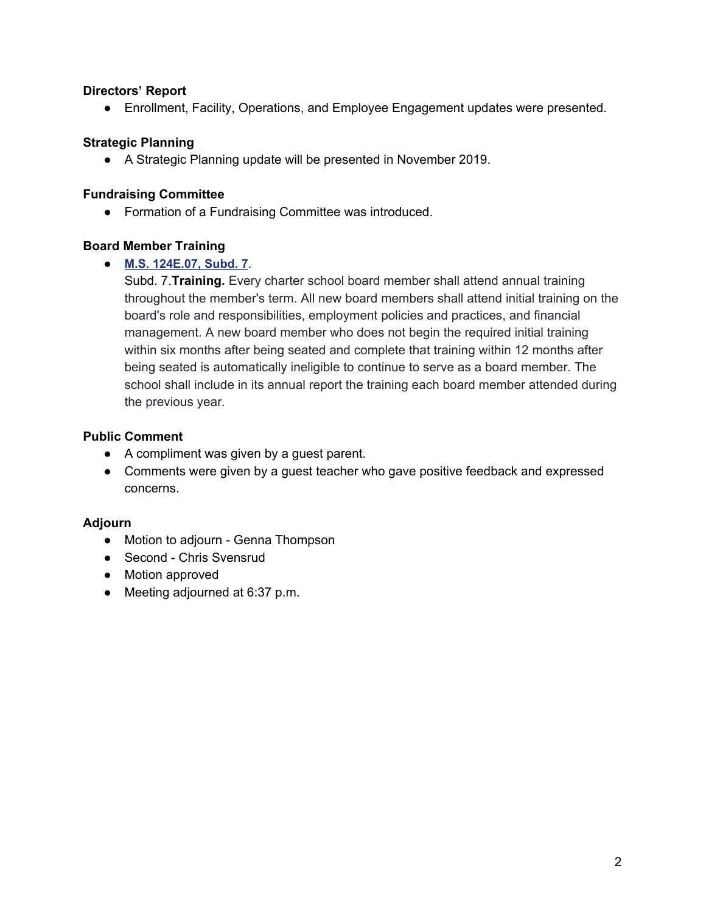**Directors' Report**

- Enrollment, Facility, Operations, and Employee Engagement updates were presented.

**Strategic Planning**

- A Strategic Planning update will be presented in November 2019.

**Fundraising Committee**

- Formation of a Fundraising Committee was introduced.

**Board Member Training**

- **M.S. 124E.07, Subd. 7**.
  Subd. 7.**Training.** Every charter school board member shall attend annual training throughout the member's term. All new board members shall attend initial training on the board's role and responsibilities, employment policies and practices, and financial management. A new board member who does not begin the required initial training within six months after being seated and complete that training within 12 months after being seated is automatically ineligible to continue to serve as a board member. The school shall include in its annual report the training each board member attended during the previous year.

**Public Comment**

- A compliment was given by a guest parent.
- Comments were given by a guest teacher who gave positive feedback and expressed concerns.

**Adjourn**

- Motion to adjourn - Genna Thompson
- Second - Chris Svensrud
- Motion approved
- Meeting adjourned at 6:37 p.m.